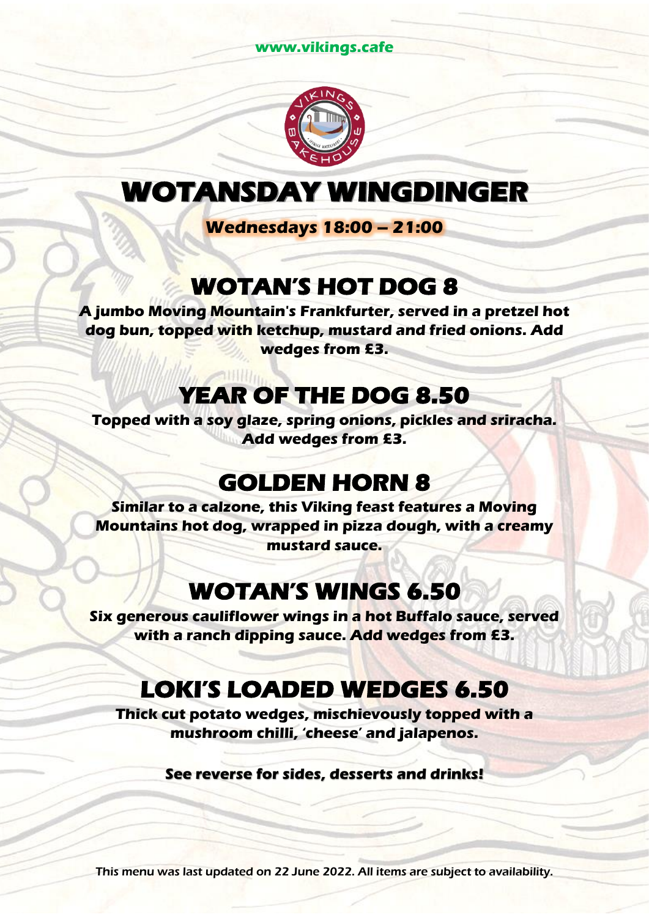www.vikings.cafe

# WOTANSDAY WINGDINGER

**Wednesdays 18:00 – 21:00**

## WOTAN'S HOT DOG 8

**A jumbo Moving Mountain's Frankfurter, served in a pretzel hot dog bun, topped with ketchup, mustard and fried onions. Add wedges from £3.**

## YEAR OF THE DOG 8.50

**Topped with a soy glaze, spring onions, pickles and sriracha. Add wedges from £3.**

## GOLDEN HORN 8

**Similar to a calzone, this Viking feast features a Moving Mountains hot dog, wrapped in pizza dough, with a creamy mustard sauce.**

## WOTAN'S WINGS 6.50

**Six generous cauliflower wings in a hot Buffalo sauce, served with a ranch dipping sauce. Add wedges from £3.**

## LOKI'S LOADED WEDGES 6.50

**Thick cut potato wedges, mischievously topped with a mushroom chilli, 'cheese' and jalapenos.**

**See reverse for sides, desserts and drinks!**

This menu was last updated on 22 June 2022. All items are subject to availability.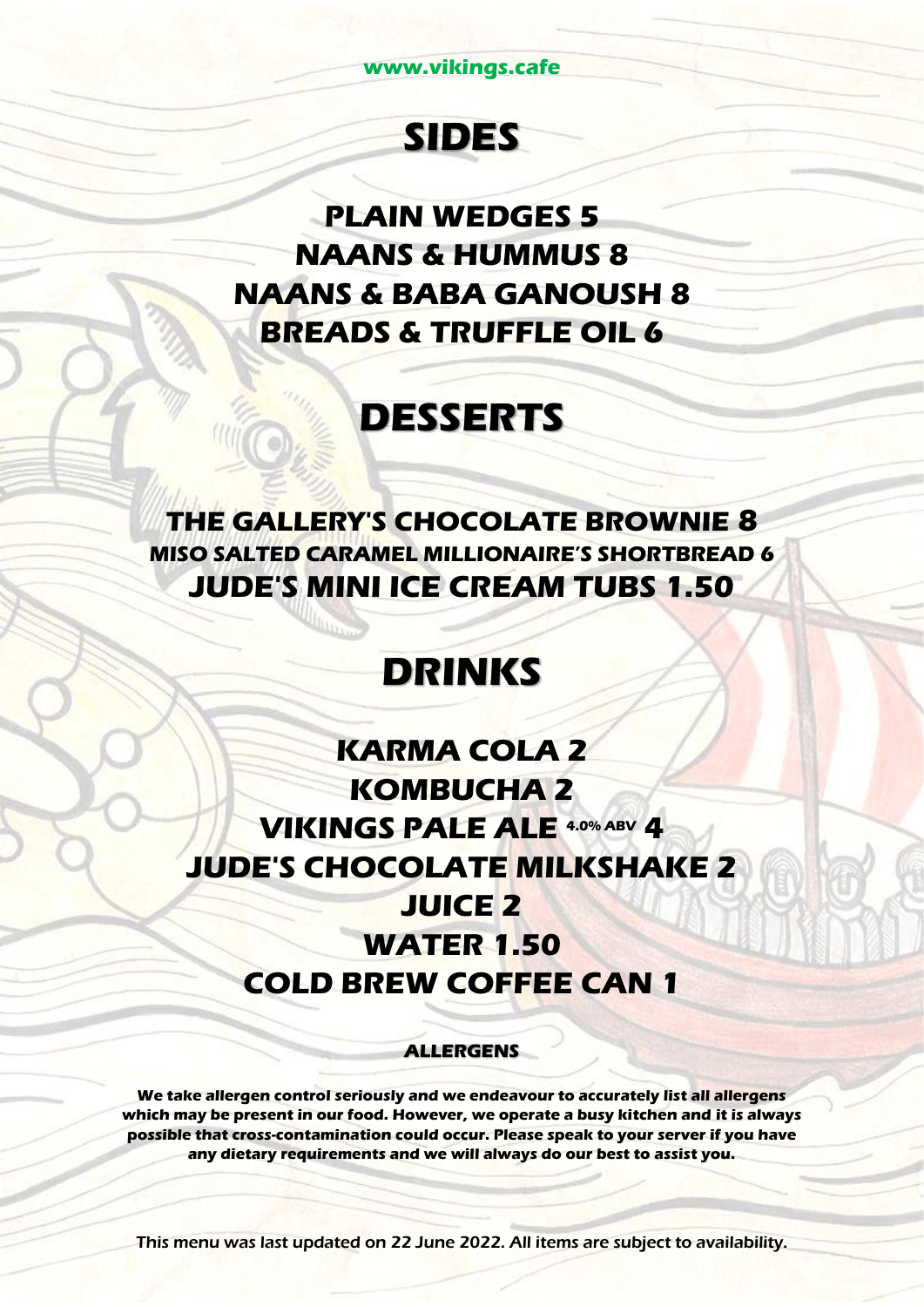www.vikings.cafe

# SIDES

**PLAIN WEDGES 5**
**NAANS & HUMMUS 8**
**NAANS & BABA GANOUSH 8**
**BREADS & TRUFFLE OIL 6**

# DESSERTS

**THE GALLERY'S CHOCOLATE BROWNIE 8**
**MISO SALTED CARAMEL MILLIONAIRE'S SHORTBREAD 6**
**JUDE'S MINI ICE CREAM TUBS 1.50**

# DRINKS

**KARMA COLA 2**
**KOMBUCHA 2**
**VIKINGS PALE ALE 4.0% ABV 4**
**JUDE'S CHOCOLATE MILKSHAKE 2**
**JUICE 2**
**WATER 1.50**
**COLD BREW COFFEE CAN 1**

### ALLERGENS

**We take allergen control seriously and we endeavour to accurately list all allergens which may be present in our food. However, we operate a busy kitchen and it is always possible that cross-contamination could occur. Please speak to your server if you have any dietary requirements and we will always do our best to assist you.**

This menu was last updated on 22 June 2022. All items are subject to availability.